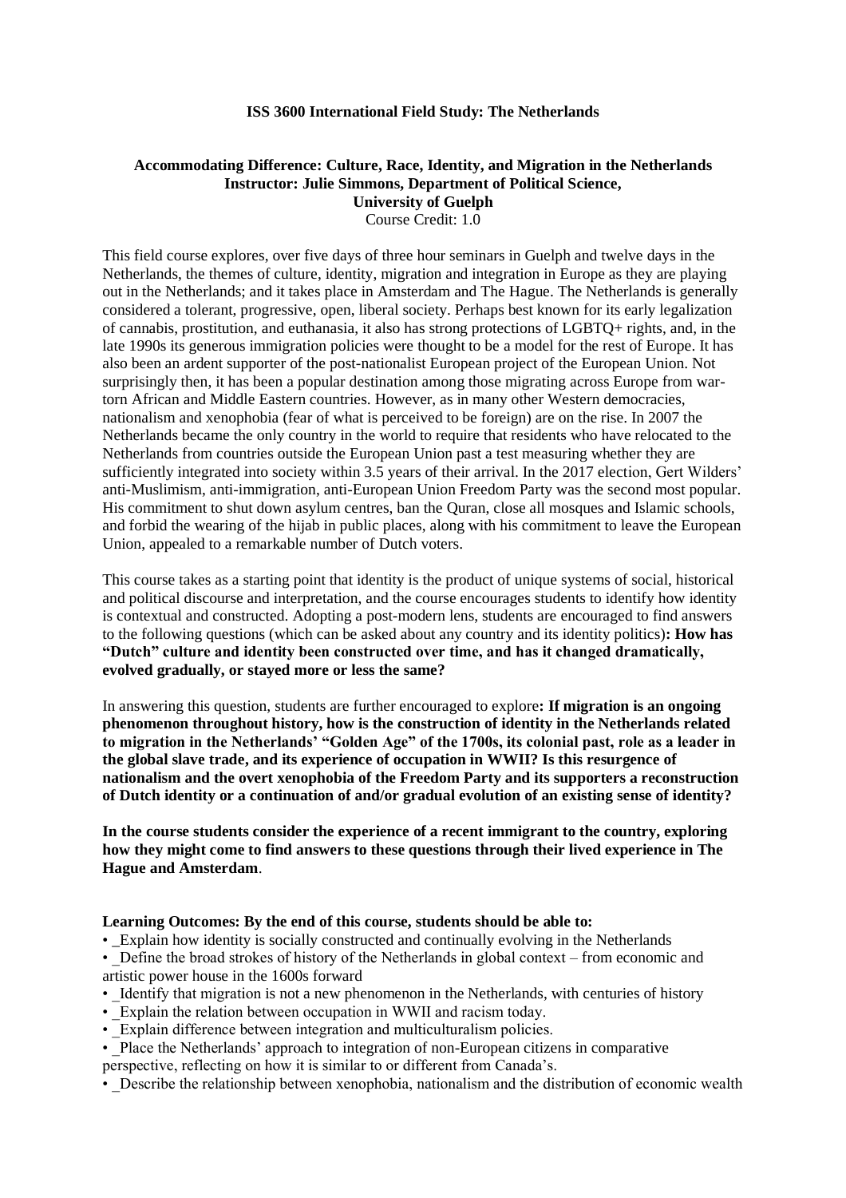**ISS 3600 International Field Study: The Netherlands**

**Accommodating Difference: Culture, Race, Identity, and Migration in the Netherlands**
**Instructor: Julie Simmons, Department of Political Science,**
**University of Guelph**
Course Credit: 1.0

This field course explores, over five days of three hour seminars in Guelph and twelve days in the Netherlands, the themes of culture, identity, migration and integration in Europe as they are playing out in the Netherlands; and it takes place in Amsterdam and The Hague. The Netherlands is generally considered a tolerant, progressive, open, liberal society. Perhaps best known for its early legalization of cannabis, prostitution, and euthanasia, it also has strong protections of LGBTQ+ rights, and, in the late 1990s its generous immigration policies were thought to be a model for the rest of Europe. It has also been an ardent supporter of the post-nationalist European project of the European Union. Not surprisingly then, it has been a popular destination among those migrating across Europe from war-torn African and Middle Eastern countries. However, as in many other Western democracies, nationalism and xenophobia (fear of what is perceived to be foreign) are on the rise. In 2007 the Netherlands became the only country in the world to require that residents who have relocated to the Netherlands from countries outside the European Union past a test measuring whether they are sufficiently integrated into society within 3.5 years of their arrival. In the 2017 election, Gert Wilders' anti-Muslimism, anti-immigration, anti-European Union Freedom Party was the second most popular. His commitment to shut down asylum centres, ban the Quran, close all mosques and Islamic schools, and forbid the wearing of the hijab in public places, along with his commitment to leave the European Union, appealed to a remarkable number of Dutch voters.

This course takes as a starting point that identity is the product of unique systems of social, historical and political discourse and interpretation, and the course encourages students to identify how identity is contextual and constructed. Adopting a post-modern lens, students are encouraged to find answers to the following questions (which can be asked about any country and its identity politics)**: How has "Dutch" culture and identity been constructed over time, and has it changed dramatically, evolved gradually, or stayed more or less the same?**

In answering this question, students are further encouraged to explore**: If migration is an ongoing phenomenon throughout history, how is the construction of identity in the Netherlands related to migration in the Netherlands' "Golden Age" of the 1700s, its colonial past, role as a leader in the global slave trade, and its experience of occupation in WWII? Is this resurgence of nationalism and the overt xenophobia of the Freedom Party and its supporters a reconstruction of Dutch identity or a continuation of and/or gradual evolution of an existing sense of identity?**

**In the course students consider the experience of a recent immigrant to the country, exploring how they might come to find answers to these questions through their lived experience in The Hague and Amsterdam**.

**Learning Outcomes: By the end of this course, students should be able to:**

- _Explain how identity is socially constructed and continually evolving in the Netherlands
- _Define the broad strokes of history of the Netherlands in global context – from economic and artistic power house in the 1600s forward
- _Identify that migration is not a new phenomenon in the Netherlands, with centuries of history
- _Explain the relation between occupation in WWII and racism today.
- _Explain difference between integration and multiculturalism policies.
- _Place the Netherlands' approach to integration of non-European citizens in comparative perspective, reflecting on how it is similar to or different from Canada's.
- _Describe the relationship between xenophobia, nationalism and the distribution of economic wealth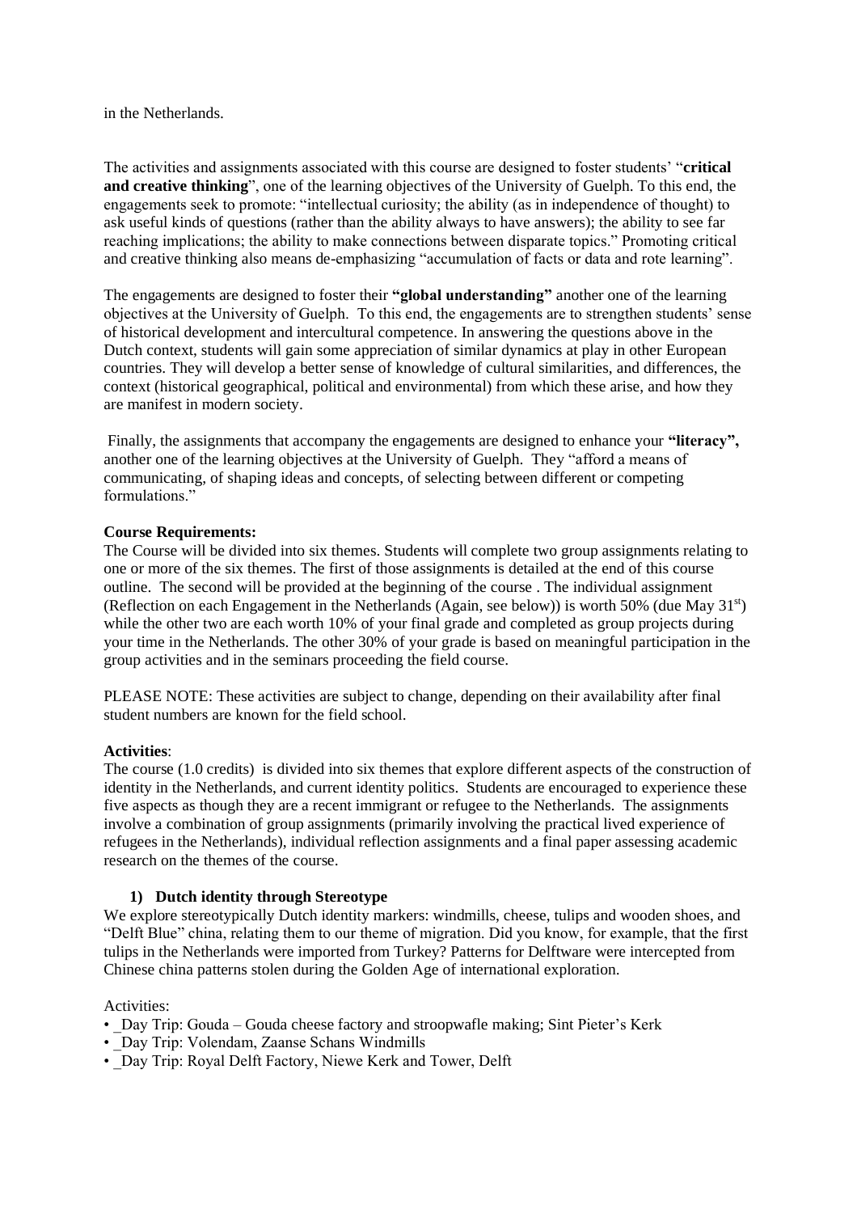in the Netherlands.

The activities and assignments associated with this course are designed to foster students' "**critical and creative thinking**", one of the learning objectives of the University of Guelph. To this end, the engagements seek to promote: "intellectual curiosity; the ability (as in independence of thought) to ask useful kinds of questions (rather than the ability always to have answers); the ability to see far reaching implications; the ability to make connections between disparate topics." Promoting critical and creative thinking also means de-emphasizing "accumulation of facts or data and rote learning".

The engagements are designed to foster their **"global understanding"** another one of the learning objectives at the University of Guelph. To this end, the engagements are to strengthen students' sense of historical development and intercultural competence. In answering the questions above in the Dutch context, students will gain some appreciation of similar dynamics at play in other European countries. They will develop a better sense of knowledge of cultural similarities, and differences, the context (historical geographical, political and environmental) from which these arise, and how they are manifest in modern society.

Finally, the assignments that accompany the engagements are designed to enhance your **"literacy",** another one of the learning objectives at the University of Guelph. They "afford a means of communicating, of shaping ideas and concepts, of selecting between different or competing formulations."

**Course Requirements:**
The Course will be divided into six themes. Students will complete two group assignments relating to one or more of the six themes. The first of those assignments is detailed at the end of this course outline. The second will be provided at the beginning of the course . The individual assignment (Reflection on each Engagement in the Netherlands (Again, see below)) is worth 50% (due May 31st) while the other two are each worth 10% of your final grade and completed as group projects during your time in the Netherlands. The other 30% of your grade is based on meaningful participation in the group activities and in the seminars proceeding the field course.

PLEASE NOTE: These activities are subject to change, depending on their availability after final student numbers are known for the field school.

**Activities**:
The course (1.0 credits) is divided into six themes that explore different aspects of the construction of identity in the Netherlands, and current identity politics. Students are encouraged to experience these five aspects as though they are a recent immigrant or refugee to the Netherlands. The assignments involve a combination of group assignments (primarily involving the practical lived experience of refugees in the Netherlands), individual reflection assignments and a final paper assessing academic research on the themes of the course.

**1) Dutch identity through Stereotype**

We explore stereotypically Dutch identity markers: windmills, cheese, tulips and wooden shoes, and "Delft Blue" china, relating them to our theme of migration. Did you know, for example, that the first tulips in the Netherlands were imported from Turkey? Patterns for Delftware were intercepted from Chinese china patterns stolen during the Golden Age of international exploration.

Activities:

- _Day Trip: Gouda – Gouda cheese factory and stroopwafle making; Sint Pieter's Kerk
- _Day Trip: Volendam, Zaanse Schans Windmills
- _Day Trip: Royal Delft Factory, Niewe Kerk and Tower, Delft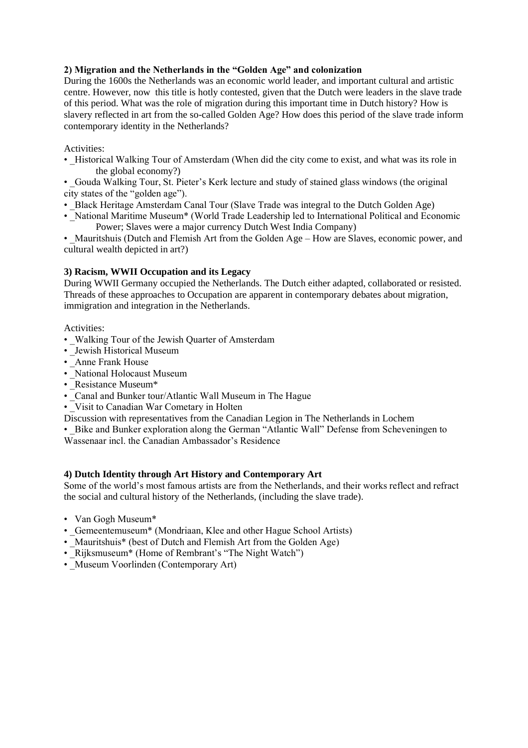**2) Migration and the Netherlands in the "Golden Age" and colonization**

During the 1600s the Netherlands was an economic world leader, and important cultural and artistic centre. However, now this title is hotly contested, given that the Dutch were leaders in the slave trade of this period. What was the role of migration during this important time in Dutch history? How is slavery reflected in art from the so-called Golden Age? How does this period of the slave trade inform contemporary identity in the Netherlands?

Activities:

- _Historical Walking Tour of Amsterdam (When did the city come to exist, and what was its role in the global economy?)
- _Gouda Walking Tour, St. Pieter's Kerk lecture and study of stained glass windows (the original city states of the "golden age").
- _Black Heritage Amsterdam Canal Tour (Slave Trade was integral to the Dutch Golden Age)
- _National Maritime Museum* (World Trade Leadership led to International Political and Economic Power; Slaves were a major currency Dutch West India Company)
- _Mauritshuis (Dutch and Flemish Art from the Golden Age – How are Slaves, economic power, and cultural wealth depicted in art?)

**3) Racism, WWII Occupation and its Legacy**

During WWII Germany occupied the Netherlands. The Dutch either adapted, collaborated or resisted. Threads of these approaches to Occupation are apparent in contemporary debates about migration, immigration and integration in the Netherlands.

Activities:

- _Walking Tour of the Jewish Quarter of Amsterdam
- _Jewish Historical Museum
- _Anne Frank House
- _National Holocaust Museum
- _Resistance Museum*
- _Canal and Bunker tour/Atlantic Wall Museum in The Hague
- _Visit to Canadian War Cometary in Holten

Discussion with representatives from the Canadian Legion in The Netherlands in Lochem

- _Bike and Bunker exploration along the German "Atlantic Wall" Defense from Scheveningen to Wassenaar incl. the Canadian Ambassador's Residence

**4) Dutch Identity through Art History and Contemporary Art**

Some of the world's most famous artists are from the Netherlands, and their works reflect and refract the social and cultural history of the Netherlands, (including the slave trade).

- Van Gogh Museum*
- _Gemeentemuseum* (Mondriaan, Klee and other Hague School Artists)
- _Mauritshuis* (best of Dutch and Flemish Art from the Golden Age)
- _Rijksmuseum* (Home of Rembrant's "The Night Watch")
- _Museum Voorlinden (Contemporary Art)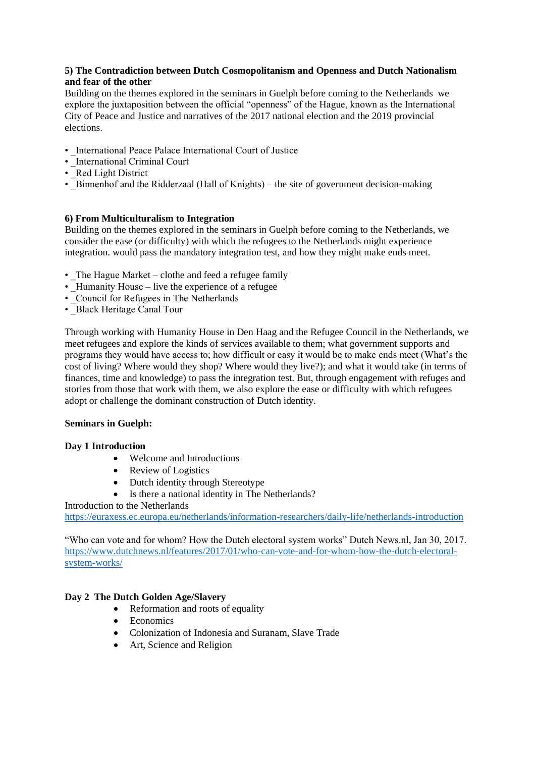**5) The Contradiction between Dutch Cosmopolitanism and Openness and Dutch Nationalism and fear of the other**

Building on the themes explored in the seminars in Guelph before coming to the Netherlands we explore the juxtaposition between the official "openness" of the Hague, known as the International City of Peace and Justice and narratives of the 2017 national election and the 2019 provincial elections.

- _International Peace Palace International Court of Justice
- _International Criminal Court
- _Red Light District
- _Binnenhof and the Ridderzaal (Hall of Knights) – the site of government decision-making

**6) From Multiculturalism to Integration**

Building on the themes explored in the seminars in Guelph before coming to the Netherlands, we consider the ease (or difficulty) with which the refugees to the Netherlands might experience integration. would pass the mandatory integration test, and how they might make ends meet.

- _The Hague Market – clothe and feed a refugee family
- _Humanity House – live the experience of a refugee
- _Council for Refugees in The Netherlands
- _Black Heritage Canal Tour

Through working with Humanity House in Den Haag and the Refugee Council in the Netherlands, we meet refugees and explore the kinds of services available to them; what government supports and programs they would have access to; how difficult or easy it would be to make ends meet (What's the cost of living? Where would they shop? Where would they live?); and what it would take (in terms of finances, time and knowledge) to pass the integration test. But, through engagement with refuges and stories from those that work with them, we also explore the ease or difficulty with which refugees adopt or challenge the dominant construction of Dutch identity.

**Seminars in Guelph:**

**Day 1 Introduction**

- Welcome and Introductions
- Review of Logistics
- Dutch identity through Stereotype
- Is there a national identity in The Netherlands?

Introduction to the Netherlands
https://euraxess.ec.europa.eu/netherlands/information-researchers/daily-life/netherlands-introduction

"Who can vote and for whom? How the Dutch electoral system works" Dutch News.nl, Jan 30, 2017. https://www.dutchnews.nl/features/2017/01/who-can-vote-and-for-whom-how-the-dutch-electoral-system-works/

**Day 2 The Dutch Golden Age/Slavery**

- Reformation and roots of equality
- Economics
- Colonization of Indonesia and Suranam, Slave Trade
- Art, Science and Religion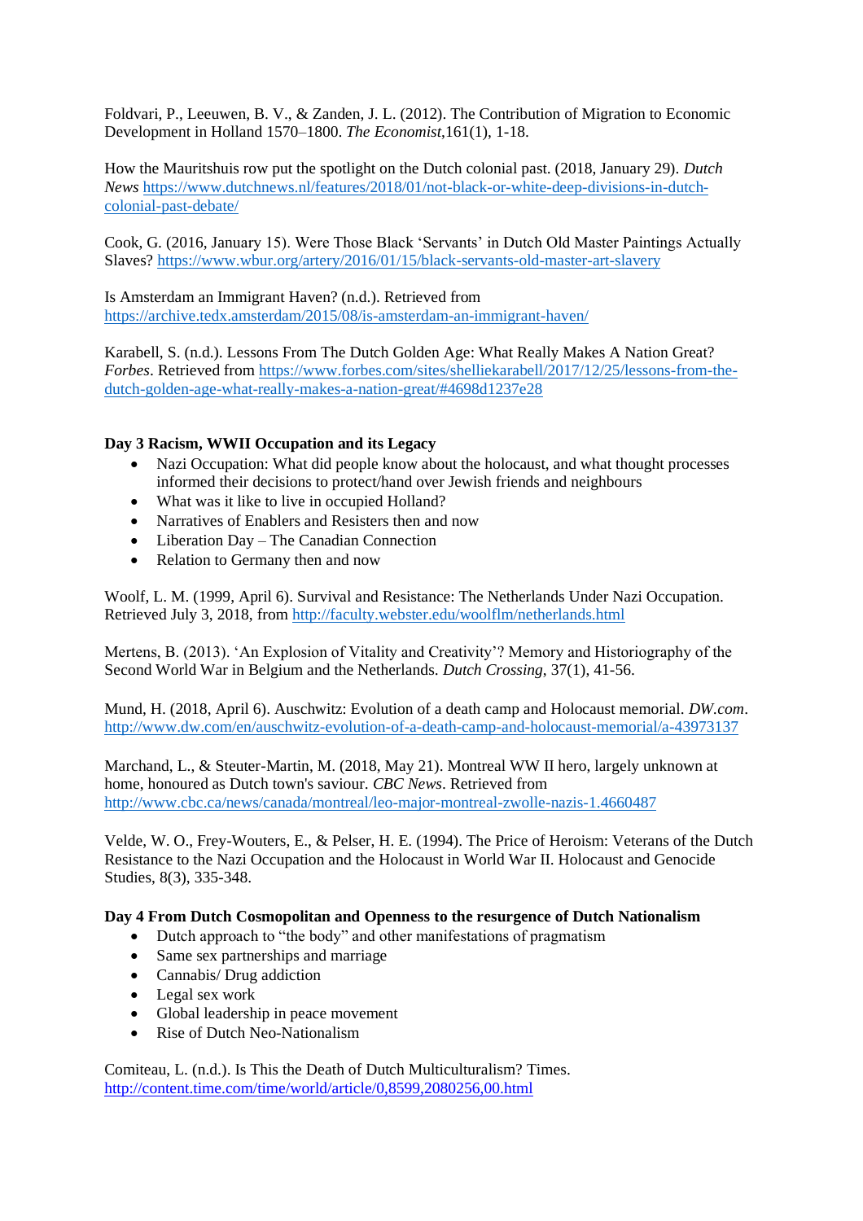Foldvari, P., Leeuwen, B. V., & Zanden, J. L. (2012). The Contribution of Migration to Economic Development in Holland 1570–1800. *The Economist*,161(1), 1-18.

How the Mauritshuis row put the spotlight on the Dutch colonial past. (2018, January 29). *Dutch News* https://www.dutchnews.nl/features/2018/01/not-black-or-white-deep-divisions-in-dutch-colonial-past-debate/

Cook, G. (2016, January 15). Were Those Black 'Servants' in Dutch Old Master Paintings Actually Slaves? https://www.wbur.org/artery/2016/01/15/black-servants-old-master-art-slavery

Is Amsterdam an Immigrant Haven? (n.d.). Retrieved from https://archive.tedx.amsterdam/2015/08/is-amsterdam-an-immigrant-haven/

Karabell, S. (n.d.). Lessons From The Dutch Golden Age: What Really Makes A Nation Great? *Forbes*. Retrieved from https://www.forbes.com/sites/shelliekarabell/2017/12/25/lessons-from-the-dutch-golden-age-what-really-makes-a-nation-great/#4698d1237e28

**Day 3 Racism, WWII Occupation and its Legacy**

- Nazi Occupation: What did people know about the holocaust, and what thought processes informed their decisions to protect/hand over Jewish friends and neighbours
- What was it like to live in occupied Holland?
- Narratives of Enablers and Resisters then and now
- Liberation Day – The Canadian Connection
- Relation to Germany then and now

Woolf, L. M. (1999, April 6). Survival and Resistance: The Netherlands Under Nazi Occupation. Retrieved July 3, 2018, from http://faculty.webster.edu/woolflm/netherlands.html

Mertens, B. (2013). 'An Explosion of Vitality and Creativity'? Memory and Historiography of the Second World War in Belgium and the Netherlands. *Dutch Crossing*, 37(1), 41-56.

Mund, H. (2018, April 6). Auschwitz: Evolution of a death camp and Holocaust memorial. *DW.com*. http://www.dw.com/en/auschwitz-evolution-of-a-death-camp-and-holocaust-memorial/a-43973137

Marchand, L., & Steuter-Martin, M. (2018, May 21). Montreal WW II hero, largely unknown at home, honoured as Dutch town's saviour. *CBC News*. Retrieved from http://www.cbc.ca/news/canada/montreal/leo-major-montreal-zwolle-nazis-1.4660487

Velde, W. O., Frey-Wouters, E., & Pelser, H. E. (1994). The Price of Heroism: Veterans of the Dutch Resistance to the Nazi Occupation and the Holocaust in World War II. Holocaust and Genocide Studies, 8(3), 335-348.

**Day 4 From Dutch Cosmopolitan and Openness to the resurgence of Dutch Nationalism**

- Dutch approach to "the body" and other manifestations of pragmatism
- Same sex partnerships and marriage
- Cannabis/ Drug addiction
- Legal sex work
- Global leadership in peace movement
- Rise of Dutch Neo-Nationalism

Comiteau, L. (n.d.). Is This the Death of Dutch Multiculturalism? Times. http://content.time.com/time/world/article/0,8599,2080256,00.html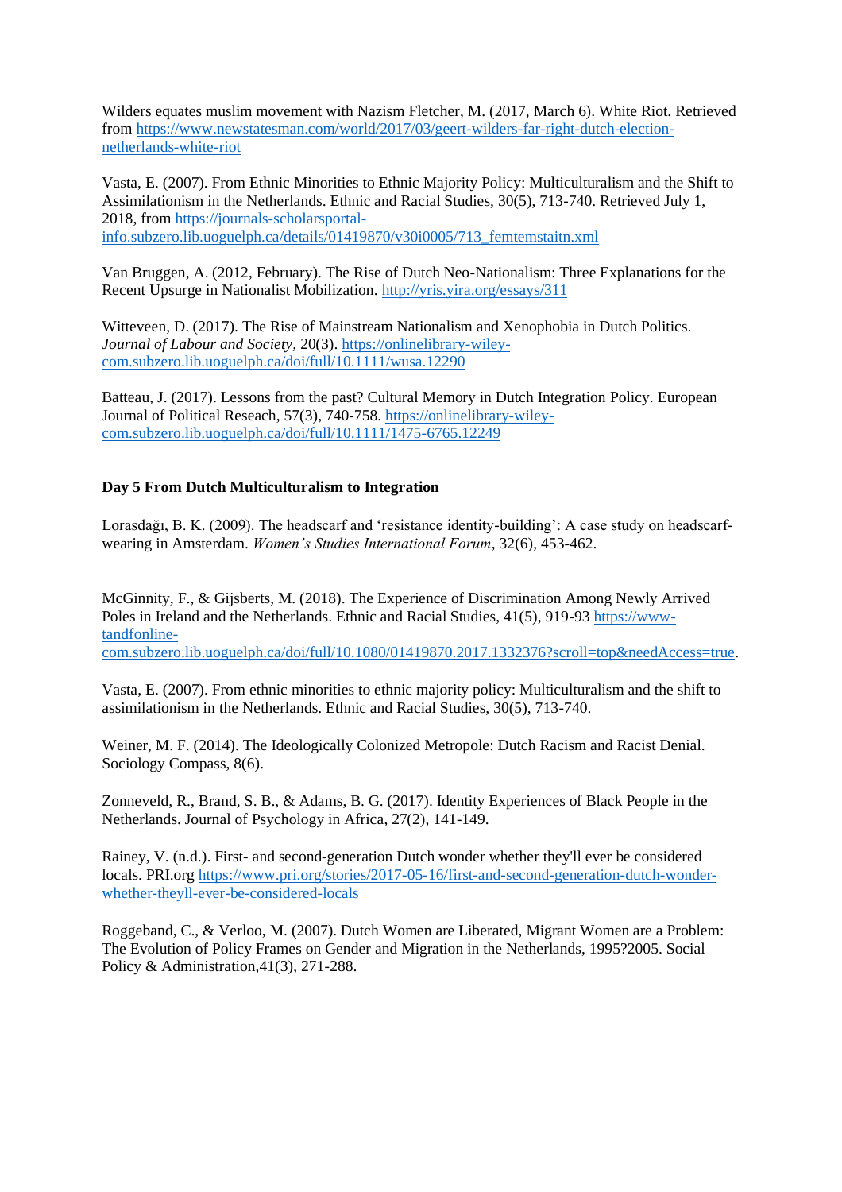Wilders equates muslim movement with Nazism Fletcher, M. (2017, March 6). White Riot. Retrieved from https://www.newstatesman.com/world/2017/03/geert-wilders-far-right-dutch-election-netherlands-white-riot

Vasta, E. (2007). From Ethnic Minorities to Ethnic Majority Policy: Multiculturalism and the Shift to Assimilationism in the Netherlands. Ethnic and Racial Studies, 30(5), 713-740. Retrieved July 1, 2018, from https://journals-scholarsportal-info.subzero.lib.uoguelph.ca/details/01419870/v30i0005/713_femtemstaitn.xml

Van Bruggen, A. (2012, February). The Rise of Dutch Neo-Nationalism: Three Explanations for the Recent Upsurge in Nationalist Mobilization. http://yris.yira.org/essays/311

Witteveen, D. (2017). The Rise of Mainstream Nationalism and Xenophobia in Dutch Politics. *Journal of Labour and Society*, 20(3). https://onlinelibrary-wiley-com.subzero.lib.uoguelph.ca/doi/full/10.1111/wusa.12290

Batteau, J. (2017). Lessons from the past? Cultural Memory in Dutch Integration Policy. European Journal of Political Reseach, 57(3), 740-758. https://onlinelibrary-wiley-com.subzero.lib.uoguelph.ca/doi/full/10.1111/1475-6765.12249

**Day 5 From Dutch Multiculturalism to Integration**

Lorasdağı, B. K. (2009). The headscarf and 'resistance identity-building': A case study on headscarf-wearing in Amsterdam. *Women's Studies International Forum*, 32(6), 453-462.

McGinnity, F., & Gijsberts, M. (2018). The Experience of Discrimination Among Newly Arrived Poles in Ireland and the Netherlands. Ethnic and Racial Studies, 41(5), 919-93 https://www-tandfonline-com.subzero.lib.uoguelph.ca/doi/full/10.1080/01419870.2017.1332376?scroll=top&needAccess=true.

Vasta, E. (2007). From ethnic minorities to ethnic majority policy: Multiculturalism and the shift to assimilationism in the Netherlands. Ethnic and Racial Studies, 30(5), 713-740.

Weiner, M. F. (2014). The Ideologically Colonized Metropole: Dutch Racism and Racist Denial. Sociology Compass, 8(6).

Zonneveld, R., Brand, S. B., & Adams, B. G. (2017). Identity Experiences of Black People in the Netherlands. Journal of Psychology in Africa, 27(2), 141-149.

Rainey, V. (n.d.). First- and second-generation Dutch wonder whether they'll ever be considered locals. PRI.org https://www.pri.org/stories/2017-05-16/first-and-second-generation-dutch-wonder-whether-theyll-ever-be-considered-locals

Roggeband, C., & Verloo, M. (2007). Dutch Women are Liberated, Migrant Women are a Problem: The Evolution of Policy Frames on Gender and Migration in the Netherlands, 1995?2005. Social Policy & Administration,41(3), 271-288.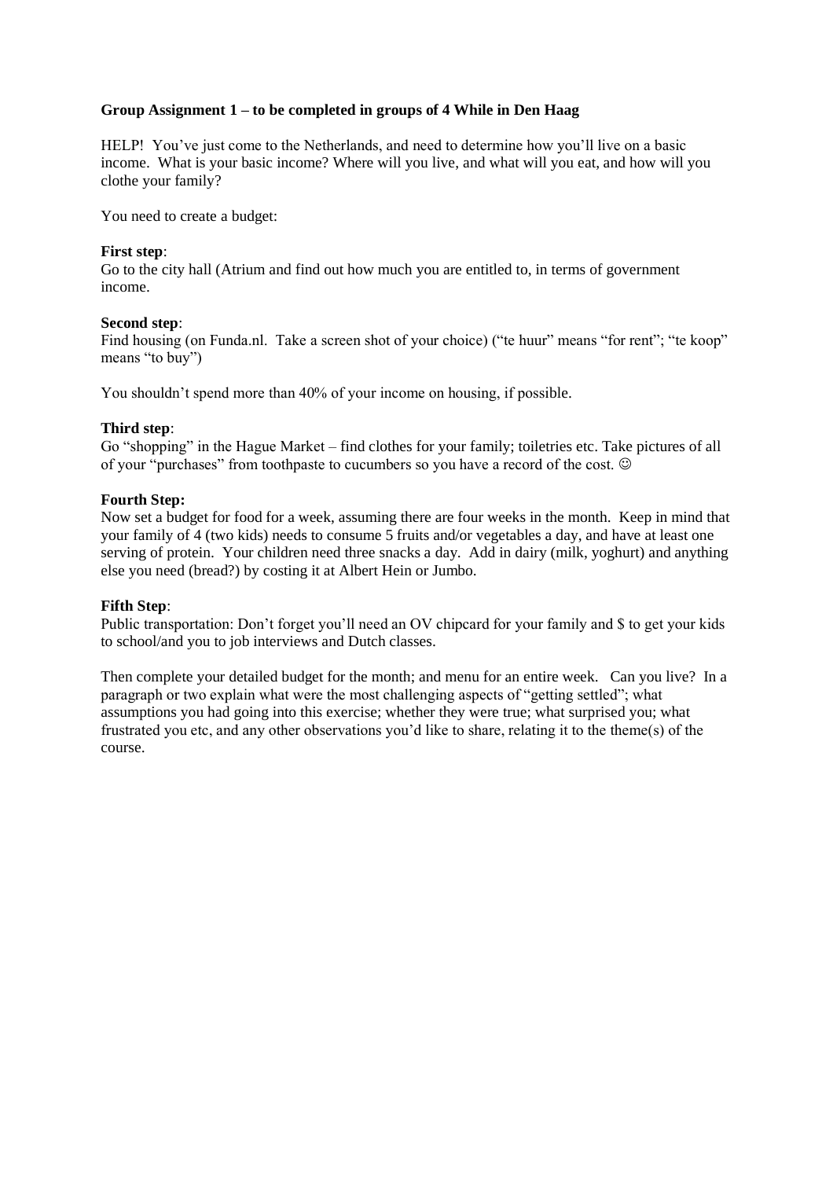**Group Assignment 1 – to be completed in groups of 4 While in Den Haag**

HELP! You've just come to the Netherlands, and need to determine how you'll live on a basic income. What is your basic income? Where will you live, and what will you eat, and how will you clothe your family?

You need to create a budget:

**First step**:
Go to the city hall (Atrium and find out how much you are entitled to, in terms of government income.

**Second step**:
Find housing (on Funda.nl. Take a screen shot of your choice) ("te huur" means "for rent"; "te koop" means "to buy")

You shouldn't spend more than 40% of your income on housing, if possible.

**Third step**:
Go "shopping" in the Hague Market – find clothes for your family; toiletries etc. Take pictures of all of your "purchases" from toothpaste to cucumbers so you have a record of the cost. ☺

**Fourth Step:**
Now set a budget for food for a week, assuming there are four weeks in the month. Keep in mind that your family of 4 (two kids) needs to consume 5 fruits and/or vegetables a day, and have at least one serving of protein. Your children need three snacks a day. Add in dairy (milk, yoghurt) and anything else you need (bread?) by costing it at Albert Hein or Jumbo.

**Fifth Step**:
Public transportation: Don't forget you'll need an OV chipcard for your family and $ to get your kids to school/and you to job interviews and Dutch classes.

Then complete your detailed budget for the month; and menu for an entire week. Can you live? In a paragraph or two explain what were the most challenging aspects of "getting settled"; what assumptions you had going into this exercise; whether they were true; what surprised you; what frustrated you etc, and any other observations you'd like to share, relating it to the theme(s) of the course.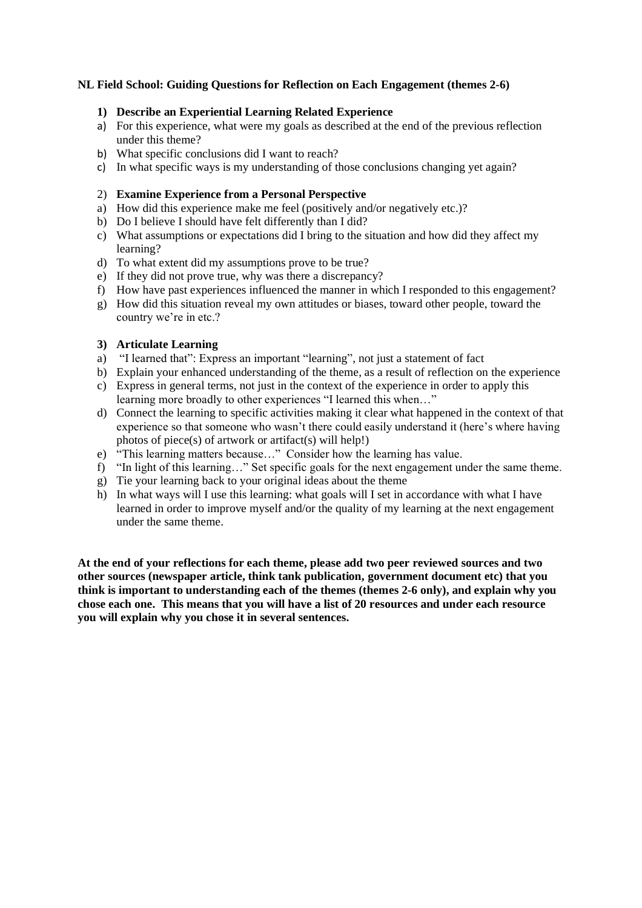**NL Field School: Guiding Questions for Reflection on Each Engagement (themes 2-6)**

1) **Describe an Experiential Learning Related Experience**

a) For this experience, what were my goals as described at the end of the previous reflection under this theme?
b) What specific conclusions did I want to reach?
c) In what specific ways is my understanding of those conclusions changing yet again?

2) **Examine Experience from a Personal Perspective**

a) How did this experience make me feel (positively and/or negatively etc.)?
b) Do I believe I should have felt differently than I did?
c) What assumptions or expectations did I bring to the situation and how did they affect my learning?
d) To what extent did my assumptions prove to be true?
e) If they did not prove true, why was there a discrepancy?
f) How have past experiences influenced the manner in which I responded to this engagement?
g) How did this situation reveal my own attitudes or biases, toward other people, toward the country we're in etc.?

3) **Articulate Learning**

a) "I learned that": Express an important "learning", not just a statement of fact
b) Explain your enhanced understanding of the theme, as a result of reflection on the experience
c) Express in general terms, not just in the context of the experience in order to apply this learning more broadly to other experiences "I learned this when…"
d) Connect the learning to specific activities making it clear what happened in the context of that experience so that someone who wasn't there could easily understand it (here's where having photos of piece(s) of artwork or artifact(s) will help!)
e) "This learning matters because…" Consider how the learning has value.
f) "In light of this learning…" Set specific goals for the next engagement under the same theme.
g) Tie your learning back to your original ideas about the theme
h) In what ways will I use this learning: what goals will I set in accordance with what I have learned in order to improve myself and/or the quality of my learning at the next engagement under the same theme.

**At the end of your reflections for each theme, please add two peer reviewed sources and two other sources (newspaper article, think tank publication, government document etc) that you think is important to understanding each of the themes (themes 2-6 only), and explain why you chose each one. This means that you will have a list of 20 resources and under each resource you will explain why you chose it in several sentences.**